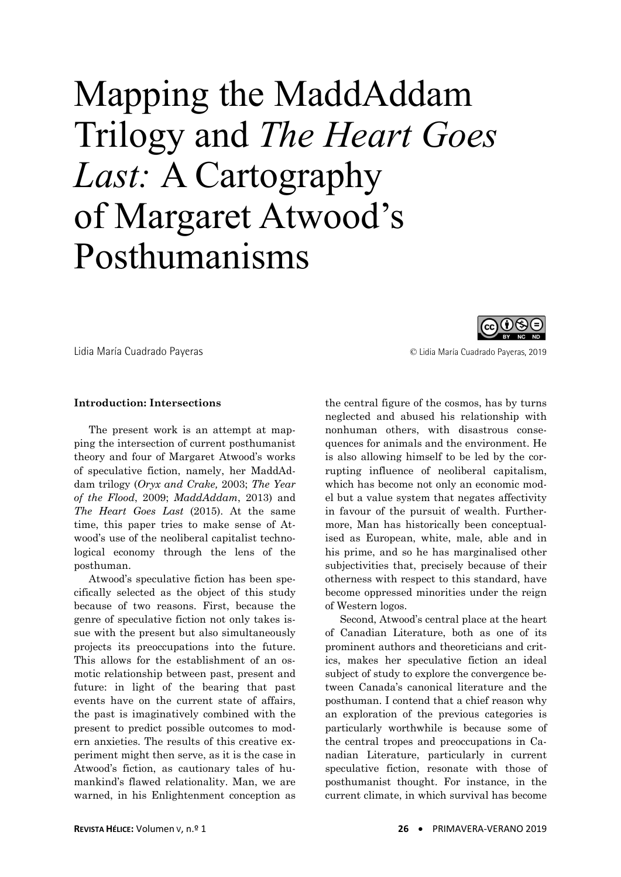# Mapping the MaddAddam Trilogy and *The Heart Goes Last:* A Cartography of Margaret Atwood's Posthumanisms

Lidia María Cuadrado Payeras

© Lidia María Cuadrado Payeras, 2019

**Introduction: Intersections**

The present work is an attempt at mapping the intersection of current posthumanist theory and four of Margaret Atwood's works of speculative fiction, namely, her MaddAddam trilogy (*Oryx and Crake,* 2003; *The Year of the Flood*, 2009; *MaddAddam*, 2013) and *The Heart Goes Last* (2015). At the same time, this paper tries to make sense of Atwood's use of the neoliberal capitalist technological economy through the lens of the posthuman.

Atwood's speculative fiction has been specifically selected as the object of this study because of two reasons. First, because the genre of speculative fiction not only takes issue with the present but also simultaneously projects its preoccupations into the future. This allows for the establishment of an osmotic relationship between past, present and future: in light of the bearing that past events have on the current state of affairs, the past is imaginatively combined with the present to predict possible outcomes to modern anxieties. The results of this creative experiment might then serve, as it is the case in Atwood's fiction, as cautionary tales of humankind's flawed relationality. Man, we are warned, in his Enlightenment conception as the central figure of the cosmos, has by turns neglected and abused his relationship with nonhuman others, with disastrous consequences for animals and the environment. He is also allowing himself to be led by the corrupting influence of neoliberal capitalism, which has become not only an economic model but a value system that negates affectivity in favour of the pursuit of wealth. Furthermore, Man has historically been conceptualised as European, white, male, able and in his prime, and so he has marginalised other subjectivities that, precisely because of their otherness with respect to this standard, have become oppressed minorities under the reign of Western logos.

Second, Atwood's central place at the heart of Canadian Literature, both as one of its prominent authors and theoreticians and critics, makes her speculative fiction an ideal subject of study to explore the convergence between Canada's canonical literature and the posthuman. I contend that a chief reason why an exploration of the previous categories is particularly worthwhile is because some of the central tropes and preoccupations in Canadian Literature, particularly in current speculative fiction, resonate with those of posthumanist thought. For instance, in the current climate, in which survival has become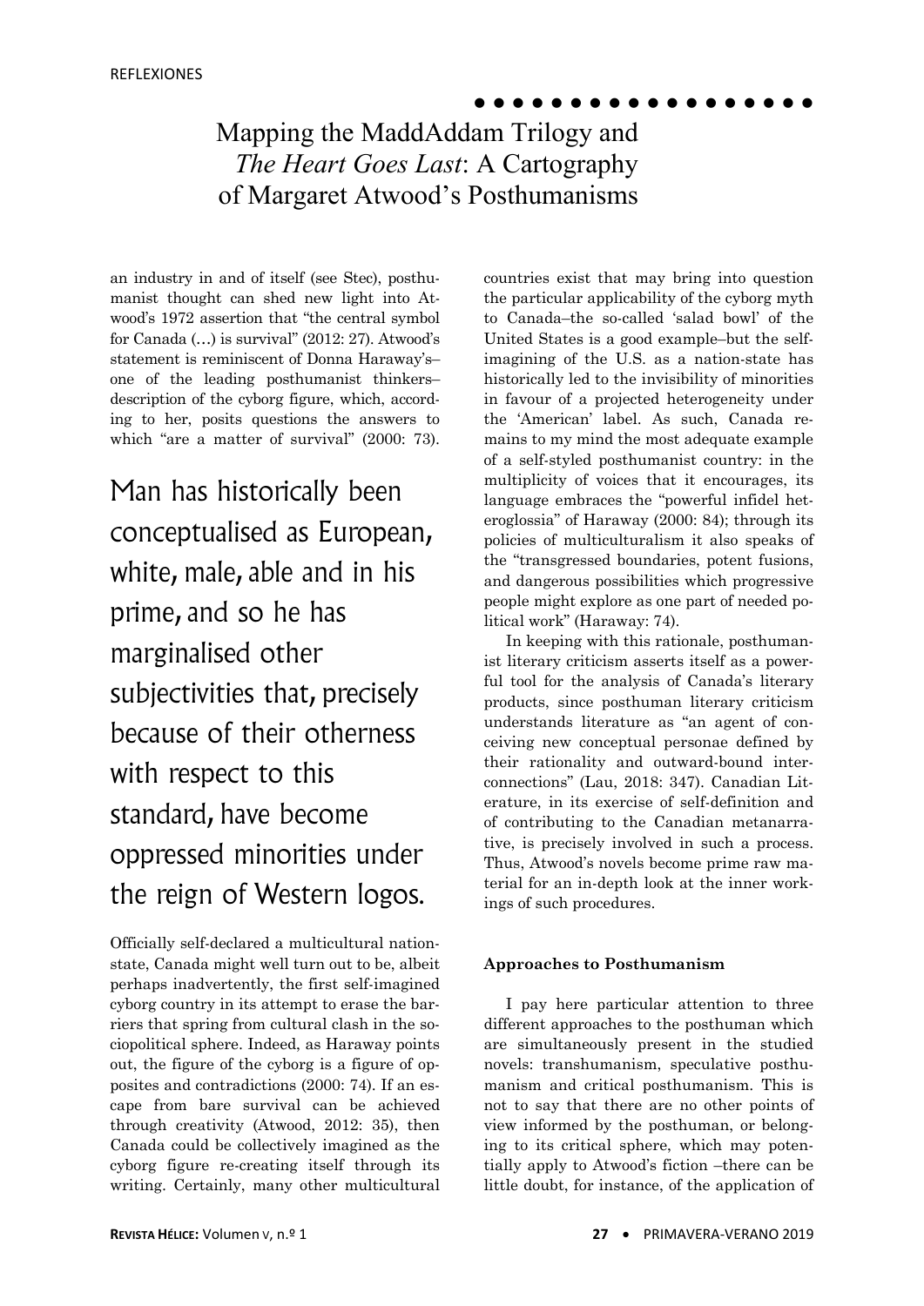an industry in and of itself (see Stec), posthumanist thought can shed new light into Atwood's 1972 assertion that "the central symbol for Canada (…) is survival" (2012: 27). Atwood's statement is reminiscent of Donna Haraway's– one of the leading posthumanist thinkers– description of the cyborg figure, which, according to her, posits questions the answers to which "are a matter of survival" (2000: 73).

> Man has historically been conceptualised as European, white, male, able and in his prime, and so he has marginalised other subjectivities that, precisely because of their otherness with respect to this standard, have become oppressed minorities under the reign of Western logos.

Officially self-declared a multicultural nation-state, Canada might well turn out to be, albeit perhaps inadvertently, the first self-imagined cyborg country in its attempt to erase the barriers that spring from cultural clash in the sociopolitical sphere. Indeed, as Haraway points out, the figure of the cyborg is a figure of opposites and contradictions (2000: 74). If an escape from bare survival can be achieved through creativity (Atwood, 2012: 35), then Canada could be collectively imagined as the cyborg figure re-creating itself through its writing. Certainly, many other multicultural countries exist that may bring into question the particular applicability of the cyborg myth to Canada–the so-called 'salad bowl' of the United States is a good example–but the self-imagining of the U.S. as a nation-state has historically led to the invisibility of minorities in favour of a projected heterogeneity under the 'American' label. As such, Canada remains to my mind the most adequate example of a self-styled posthumanist country: in the multiplicity of voices that it encourages, its language embraces the "powerful infidel heteroglossia" of Haraway (2000: 84); through its policies of multiculturalism it also speaks of the "transgressed boundaries, potent fusions, and dangerous possibilities which progressive people might explore as one part of needed political work" (Haraway: 74).

In keeping with this rationale, posthumanist literary criticism asserts itself as a powerful tool for the analysis of Canada's literary products, since posthuman literary criticism understands literature as "an agent of conceiving new conceptual personae defined by their rationality and outward-bound interconnections" (Lau, 2018: 347). Canadian Literature, in its exercise of self-definition and of contributing to the Canadian metanarrative, is precisely involved in such a process. Thus, Atwood's novels become prime raw material for an in-depth look at the inner workings of such procedures.

### Approaches to Posthumanism

I pay here particular attention to three different approaches to the posthuman which are simultaneously present in the studied novels: transhumanism, speculative posthumanism and critical posthumanism. This is not to say that there are no other points of view informed by the posthuman, or belonging to its critical sphere, which may potentially apply to Atwood's fiction –there can be little doubt, for instance, of the application of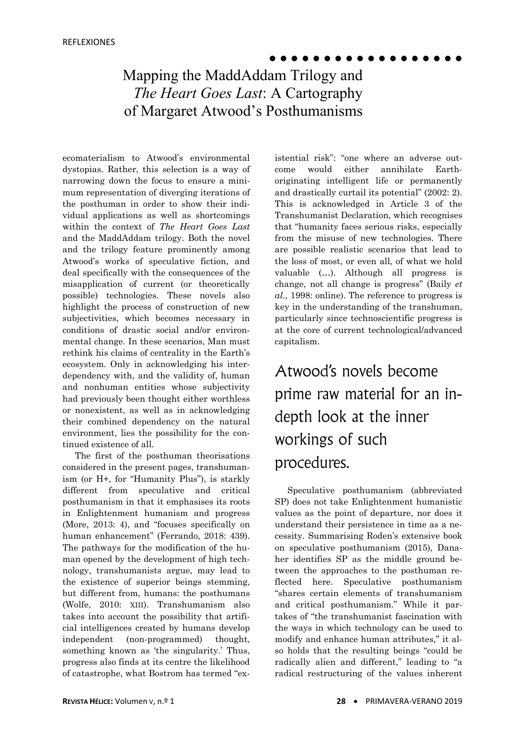ecomaterialism to Atwood's environmental dystopias. Rather, this selection is a way of narrowing down the focus to ensure a minimum representation of diverging iterations of the posthuman in order to show their individual applications as well as shortcomings within the context of *The Heart Goes Last* and the MaddAddam trilogy. Both the novel and the trilogy feature prominently among Atwood's works of speculative fiction, and deal specifically with the consequences of the misapplication of current (or theoretically possible) technologies. These novels also highlight the process of construction of new subjectivities, which becomes necessary in conditions of drastic social and/or environmental change. In these scenarios, Man must rethink his claims of centrality in the Earth's ecosystem. Only in acknowledging his interdependency with, and the validity of, human and nonhuman entities whose subjectivity had previously been thought either worthless or nonexistent, as well as in acknowledging their combined dependency on the natural environment, lies the possibility for the continued existence of all.

The first of the posthuman theorisations considered in the present pages, transhumanism (or H+, for "Humanity Plus"), is starkly different from speculative and critical posthumanism in that it emphasises its roots in Enlightenment humanism and progress (More, 2013: 4), and "focuses specifically on human enhancement" (Ferrando, 2018: 439). The pathways for the modification of the human opened by the development of high technology, transhumanists argue, may lead to the existence of superior beings stemming, but different from, humans: the posthumans (Wolfe, 2010: XIII). Transhumanism also takes into account the possibility that artificial intelligences created by humans develop independent (non-programmed) thought, something known as 'the singularity.' Thus, progress also finds at its centre the likelihood of catastrophe, what Bostrom has termed "existential risk": "one where an adverse outcome would either annihilate Earth-originating intelligent life or permanently and drastically curtail its potential" (2002: 2). This is acknowledged in Article 3 of the Transhumanist Declaration, which recognises that "humanity faces serious risks, especially from the misuse of new technologies. There are possible realistic scenarios that lead to the loss of most, or even all, of what we hold valuable (…). Although all progress is change, not all change is progress" (Baily *et al.,* 1998: online). The reference to progress is key in the understanding of the transhuman, particularly since technoscientific progress is at the core of current technological/advanced capitalism.

> Atwood's novels become prime raw material for an in-depth look at the inner workings of such procedures.

Speculative posthumanism (abbreviated SP) does not take Enlightenment humanistic values as the point of departure, nor does it understand their persistence in time as a necessity. Summarising Roden's extensive book on speculative posthumanism (2015), Danaher identifies SP as the middle ground between the approaches to the posthuman reflected here. Speculative posthumanism "shares certain elements of transhumanism and critical posthumanism." While it partakes of "the transhumanist fascination with the ways in which technology can be used to modify and enhance human attributes," it also holds that the resulting beings "could be radically alien and different," leading to "a radical restructuring of the values inherent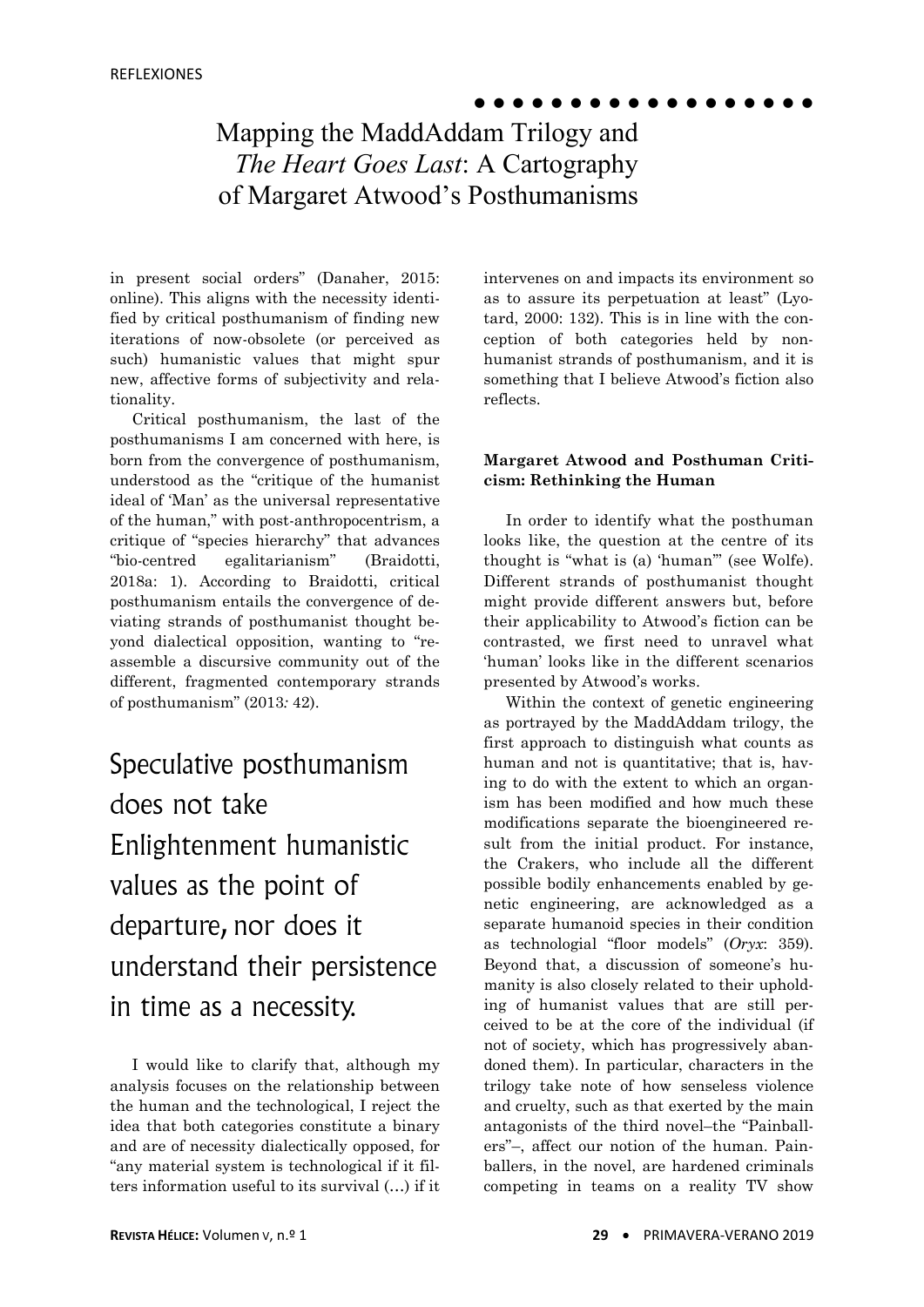in present social orders" (Danaher, 2015: online). This aligns with the necessity identified by critical posthumanism of finding new iterations of now-obsolete (or perceived as such) humanistic values that might spur new, affective forms of subjectivity and relationality.

Critical posthumanism, the last of the posthumanisms I am concerned with here, is born from the convergence of posthumanism, understood as the "critique of the humanist ideal of 'Man' as the universal representative of the human," with post-anthropocentrism, a critique of "species hierarchy" that advances "bio-centred egalitarianism" (Braidotti, 2018a: 1). According to Braidotti, critical posthumanism entails the convergence of deviating strands of posthumanist thought beyond dialectical opposition, wanting to "re-assemble a discursive community out of the different, fragmented contemporary strands of posthumanism" (2013*:* 42).

> Speculative posthumanism does not take Enlightenment humanistic values as the point of departure, nor does it understand their persistence in time as a necessity.

I would like to clarify that, although my analysis focuses on the relationship between the human and the technological, I reject the idea that both categories constitute a binary and are of necessity dialectically opposed, for "any material system is technological if it filters information useful to its survival (…) if it intervenes on and impacts its environment so as to assure its perpetuation at least" (Lyotard, 2000: 132). This is in line with the conception of both categories held by non-humanist strands of posthumanism, and it is something that I believe Atwood's fiction also reflects.

### Margaret Atwood and Posthuman Criticism: Rethinking the Human

In order to identify what the posthuman looks like, the question at the centre of its thought is "what is (a) 'human'" (see Wolfe). Different strands of posthumanist thought might provide different answers but, before their applicability to Atwood's fiction can be contrasted, we first need to unravel what 'human' looks like in the different scenarios presented by Atwood's works.

Within the context of genetic engineering as portrayed by the MaddAddam trilogy, the first approach to distinguish what counts as human and not is quantitative; that is, having to do with the extent to which an organism has been modified and how much these modifications separate the bioengineered result from the initial product. For instance, the Crakers, who include all the different possible bodily enhancements enabled by genetic engineering, are acknowledged as a separate humanoid species in their condition as technologial "floor models" (*Oryx*: 359). Beyond that, a discussion of someone's humanity is also closely related to their upholding of humanist values that are still perceived to be at the core of the individual (if not of society, which has progressively abandoned them). In particular, characters in the trilogy take note of how senseless violence and cruelty, such as that exerted by the main antagonists of the third novel–the "Painballers"–, affect our notion of the human. Painballers, in the novel, are hardened criminals competing in teams on a reality TV show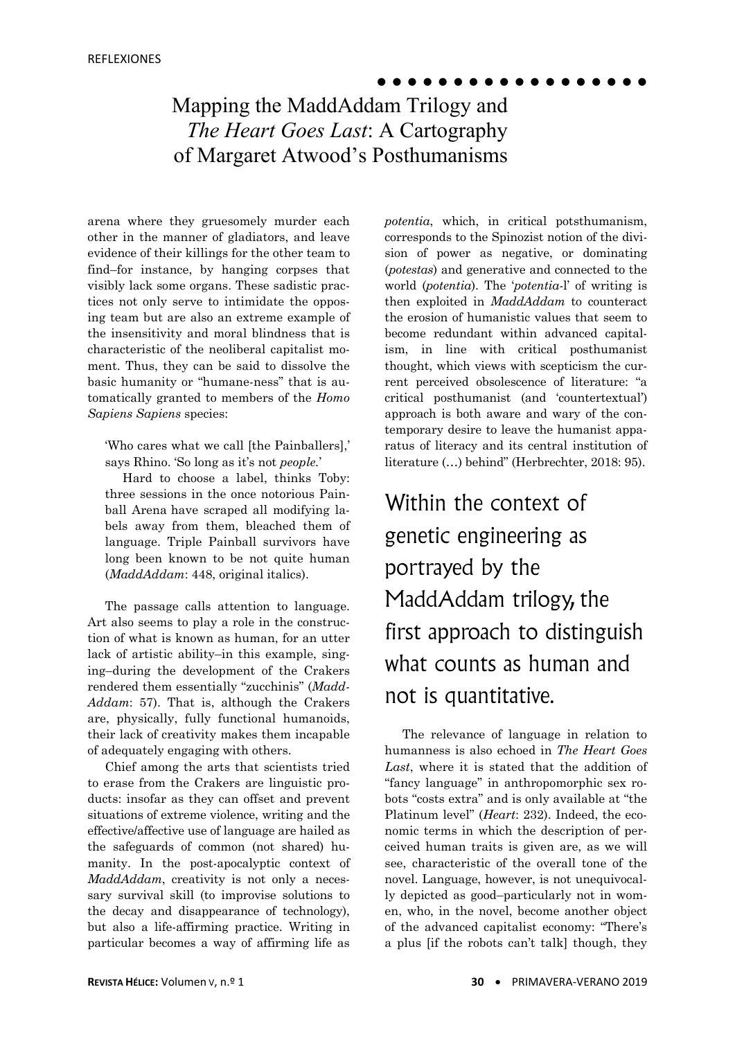arena where they gruesomely murder each other in the manner of gladiators, and leave evidence of their killings for the other team to find–for instance, by hanging corpses that visibly lack some organs. These sadistic practices not only serve to intimidate the opposing team but are also an extreme example of the insensitivity and moral blindness that is characteristic of the neoliberal capitalist moment. Thus, they can be said to dissolve the basic humanity or "humane-ness" that is automatically granted to members of the *Homo Sapiens Sapiens* species:

> 'Who cares what we call [the Painballers],' says Rhino. 'So long as it's not *people*.'
>
> Hard to choose a label, thinks Toby: three sessions in the once notorious Painball Arena have scraped all modifying labels away from them, bleached them of language. Triple Painball survivors have long been known to be not quite human (*MaddAddam*: 448, original italics).

The passage calls attention to language. Art also seems to play a role in the construction of what is known as human, for an utter lack of artistic ability–in this example, singing–during the development of the Crakers rendered them essentially "zucchinis" (*MaddAddam*: 57). That is, although the Crakers are, physically, fully functional humanoids, their lack of creativity makes them incapable of adequately engaging with others.

Chief among the arts that scientists tried to erase from the Crakers are linguistic products: insofar as they can offset and prevent situations of extreme violence, writing and the effective/affective use of language are hailed as the safeguards of common (not shared) humanity. In the post-apocalyptic context of *MaddAddam*, creativity is not only a necessary survival skill (to improvise solutions to the decay and disappearance of technology), but also a life-affirming practice. Writing in particular becomes a way of affirming life as *potentia*, which, in critical potsthumanism, corresponds to the Spinozist notion of the division of power as negative, or dominating (*potestas*) and generative and connected to the world (*potentia*). The '*potentia*-l' of writing is then exploited in *MaddAddam* to counteract the erosion of humanistic values that seem to become redundant within advanced capitalism, in line with critical posthumanist thought, which views with scepticism the current perceived obsolescence of literature: "a critical posthumanist (and 'countertextual') approach is both aware and wary of the contemporary desire to leave the humanist apparatus of literacy and its central institution of literature (…) behind" (Herbrechter, 2018: 95).

> Within the context of genetic engineering as portrayed by the MaddAddam trilogy, the first approach to distinguish what counts as human and not is quantitative.

The relevance of language in relation to humanness is also echoed in *The Heart Goes Last*, where it is stated that the addition of "fancy language" in anthropomorphic sex robots "costs extra" and is only available at "the Platinum level" (*Heart*: 232). Indeed, the economic terms in which the description of perceived human traits is given are, as we will see, characteristic of the overall tone of the novel. Language, however, is not unequivocally depicted as good–particularly not in women, who, in the novel, become another object of the advanced capitalist economy: "There's a plus [if the robots can't talk] though, they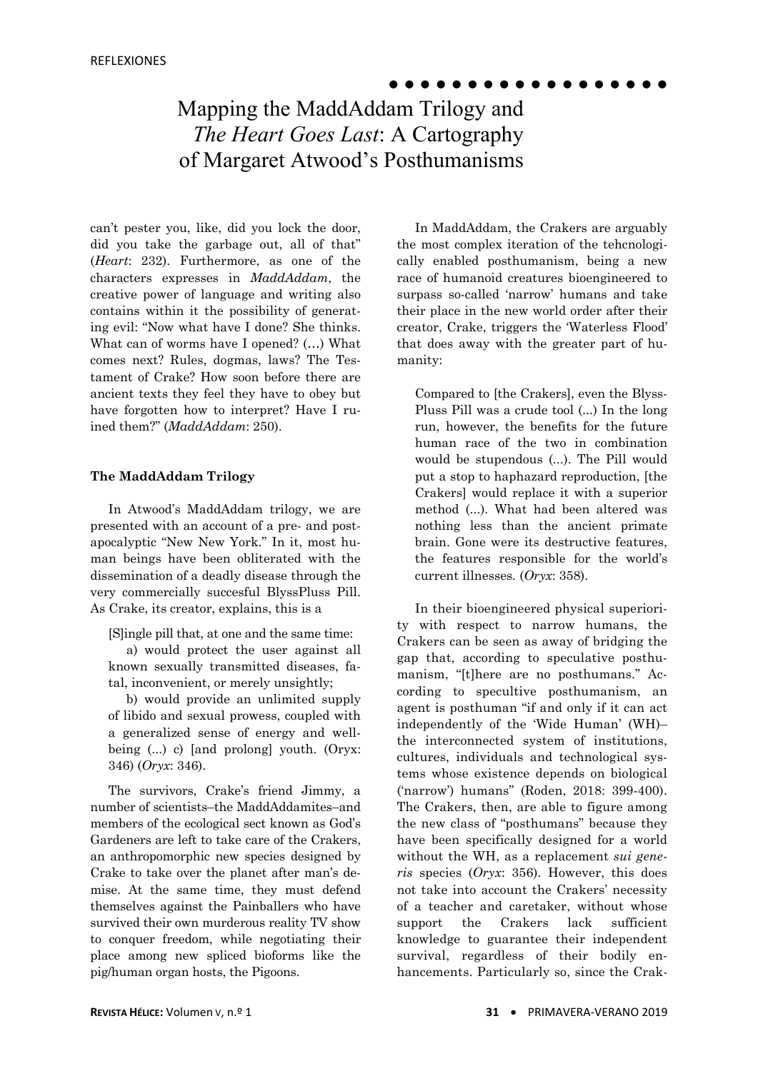can't pester you, like, did you lock the door, did you take the garbage out, all of that" (*Heart*: 232). Furthermore, as one of the characters expresses in *MaddAddam*, the creative power of language and writing also contains within it the possibility of generating evil: "Now what have I done? She thinks. What can of worms have I opened? (…) What comes next? Rules, dogmas, laws? The Testament of Crake? How soon before there are ancient texts they feel they have to obey but have forgotten how to interpret? Have I ruined them?" (*MaddAddam*: 250).

### The MaddAddam Trilogy

In Atwood's MaddAddam trilogy, we are presented with an account of a pre- and post-apocalyptic "New New York." In it, most human beings have been obliterated with the dissemination of a deadly disease through the very commercially succesful BlyssPluss Pill. As Crake, its creator, explains, this is a

> [S]ingle pill that, at one and the same time:
>
> a) would protect the user against all known sexually transmitted diseases, fatal, inconvenient, or merely unsightly;
>
> b) would provide an unlimited supply of libido and sexual prowess, coupled with a generalized sense of energy and well-being (...) c) [and prolong] youth. (Oryx: 346) (*Oryx*: 346).

The survivors, Crake's friend Jimmy, a number of scientists–the MaddAddamites–and members of the ecological sect known as God's Gardeners are left to take care of the Crakers, an anthropomorphic new species designed by Crake to take over the planet after man's demise. At the same time, they must defend themselves against the Painballers who have survived their own murderous reality TV show to conquer freedom, while negotiating their place among new spliced bioforms like the pig/human organ hosts, the Pigoons.

In MaddAddam, the Crakers are arguably the most complex iteration of the tehcnologically enabled posthumanism, being a new race of humanoid creatures bioengineered to surpass so-called 'narrow' humans and take their place in the new world order after their creator, Crake, triggers the 'Waterless Flood' that does away with the greater part of humanity:

> Compared to [the Crakers], even the Blyss-Pluss Pill was a crude tool (...) In the long run, however, the benefits for the future human race of the two in combination would be stupendous (...). The Pill would put a stop to haphazard reproduction, [the Crakers] would replace it with a superior method (...). What had been altered was nothing less than the ancient primate brain. Gone were its destructive features, the features responsible for the world's current illnesses. (*Oryx*: 358).

In their bioengineered physical superiority with respect to narrow humans, the Crakers can be seen as away of bridging the gap that, according to speculative posthumanism, "[t]here are no posthumans." According to specultive posthumanism, an agent is posthuman "if and only if it can act independently of the 'Wide Human' (WH)–the interconnected system of institutions, cultures, individuals and technological systems whose existence depends on biological ('narrow') humans" (Roden, 2018: 399-400). The Crakers, then, are able to figure among the new class of "posthumans" because they have been specifically designed for a world without the WH, as a replacement *sui generis* species (*Oryx*: 356). However, this does not take into account the Crakers' necessity of a teacher and caretaker, without whose support the Crakers lack sufficient knowledge to guarantee their independent survival, regardless of their bodily enhancements. Particularly so, since the Crak-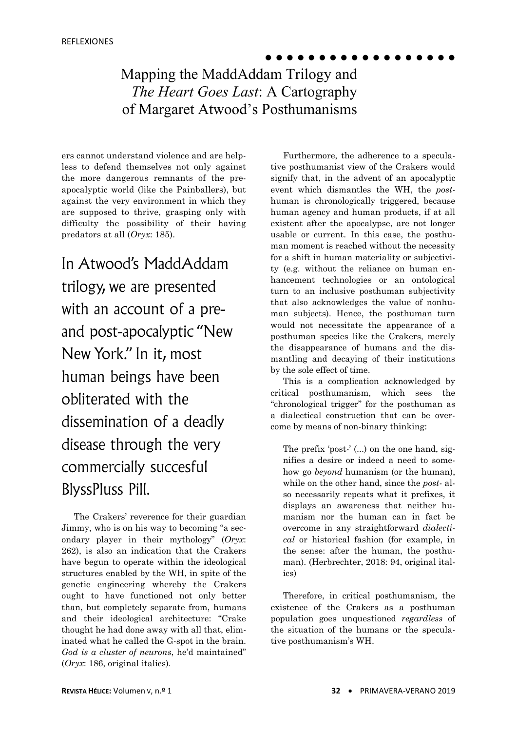ers cannot understand violence and are helpless to defend themselves not only against the more dangerous remnants of the pre-apocalyptic world (like the Painballers), but against the very environment in which they are supposed to thrive, grasping only with difficulty the possibility of their having predators at all (*Oryx*: 185).

> In Atwood's MaddAddam trilogy, we are presented with an account of a pre- and post-apocalyptic "New New York." In it, most human beings have been obliterated with the dissemination of a deadly disease through the very commercially succesful BlyssPluss Pill.

The Crakers' reverence for their guardian Jimmy, who is on his way to becoming "a secondary player in their mythology" (*Oryx*: 262), is also an indication that the Crakers have begun to operate within the ideological structures enabled by the WH, in spite of the genetic engineering whereby the Crakers ought to have functioned not only better than, but completely separate from, humans and their ideological architecture: "Crake thought he had done away with all that, eliminated what he called the G-spot in the brain. *God is a cluster of neurons*, he'd maintained" (*Oryx*: 186, original italics).

Furthermore, the adherence to a speculative posthumanist view of the Crakers would signify that, in the advent of an apocalyptic event which dismantles the WH, the *post*-human is chronologically triggered, because human agency and human products, if at all existent after the apocalypse, are not longer usable or current. In this case, the posthuman moment is reached without the necessity for a shift in human materiality or subjectivity (e.g. without the reliance on human enhancement technologies or an ontological turn to an inclusive posthuman subjectivity that also acknowledges the value of nonhuman subjects). Hence, the posthuman turn would not necessitate the appearance of a posthuman species like the Crakers, merely the disappearance of humans and the dismantling and decaying of their institutions by the sole effect of time.

This is a complication acknowledged by critical posthumanism, which sees the "chronological trigger" for the posthuman as a dialectical construction that can be overcome by means of non-binary thinking:

> The prefix 'post-' (...) on the one hand, signifies a desire or indeed a need to somehow go *beyond* humanism (or the human), while on the other hand, since the *post-* also necessarily repeats what it prefixes, it displays an awareness that neither humanism nor the human can in fact be overcome in any straightforward *dialectical* or historical fashion (for example, in the sense: after the human, the posthuman). (Herbrechter, 2018: 94, original italics)

Therefore, in critical posthumanism, the existence of the Crakers as a posthuman population goes unquestioned *regardless* of the situation of the humans or the speculative posthumanism's WH.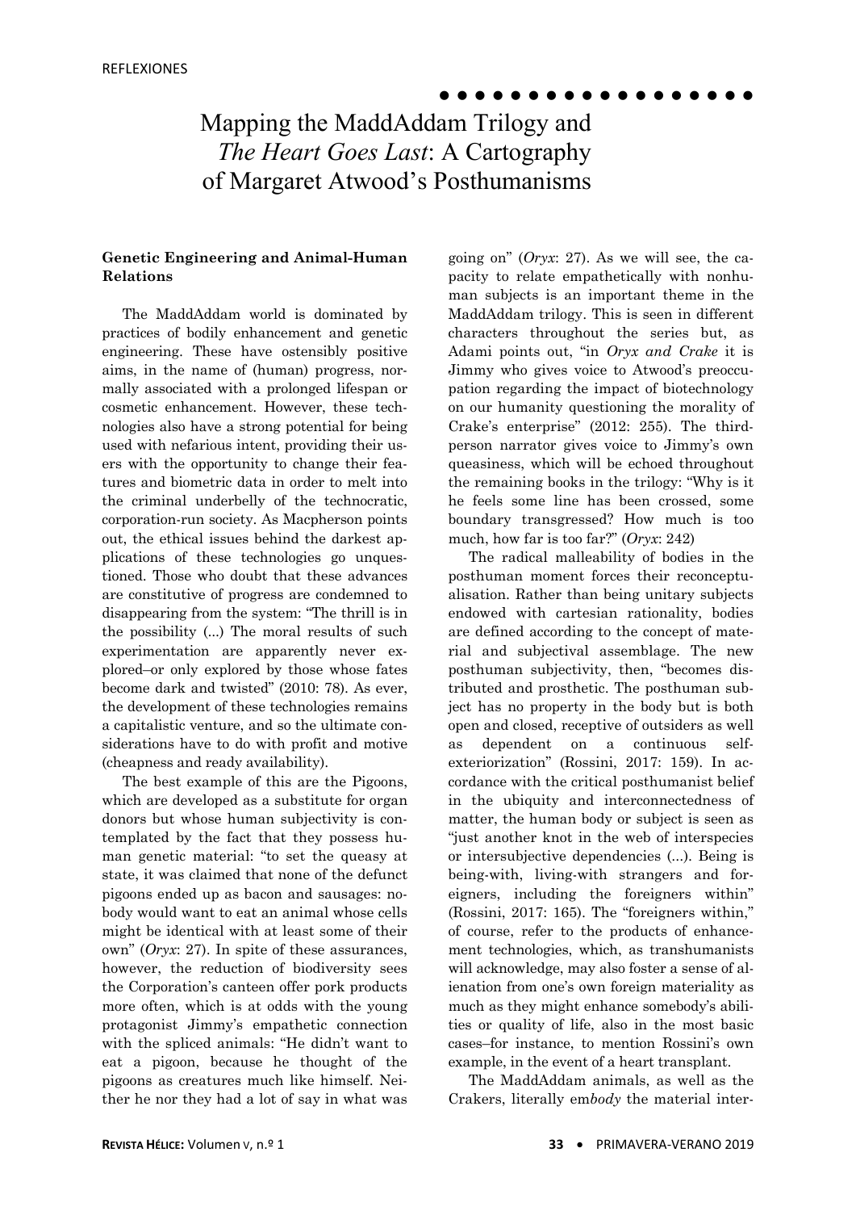# Mapping the MaddAddam Trilogy and *The Heart Goes Last*: A Cartography of Margaret Atwood's Posthumanisms

### Genetic Engineering and Animal-Human Relations

The MaddAddam world is dominated by practices of bodily enhancement and genetic engineering. These have ostensibly positive aims, in the name of (human) progress, normally associated with a prolonged lifespan or cosmetic enhancement. However, these technologies also have a strong potential for being used with nefarious intent, providing their users with the opportunity to change their features and biometric data in order to melt into the criminal underbelly of the technocratic, corporation-run society. As Macpherson points out, the ethical issues behind the darkest applications of these technologies go unquestioned. Those who doubt that these advances are constitutive of progress are condemned to disappearing from the system: "The thrill is in the possibility (...) The moral results of such experimentation are apparently never explored–or only explored by those whose fates become dark and twisted" (2010: 78). As ever, the development of these technologies remains a capitalistic venture, and so the ultimate considerations have to do with profit and motive (cheapness and ready availability).

The best example of this are the Pigoons, which are developed as a substitute for organ donors but whose human subjectivity is contemplated by the fact that they possess human genetic material: "to set the queasy at state, it was claimed that none of the defunct pigoons ended up as bacon and sausages: nobody would want to eat an animal whose cells might be identical with at least some of their own" (*Oryx*: 27). In spite of these assurances, however, the reduction of biodiversity sees the Corporation's canteen offer pork products more often, which is at odds with the young protagonist Jimmy's empathetic connection with the spliced animals: "He didn't want to eat a pigoon, because he thought of the pigoons as creatures much like himself. Neither he nor they had a lot of say in what was going on" (*Oryx*: 27). As we will see, the capacity to relate empathetically with nonhuman subjects is an important theme in the MaddAddam trilogy. This is seen in different characters throughout the series but, as Adami points out, "in *Oryx and Crake* it is Jimmy who gives voice to Atwood's preoccupation regarding the impact of biotechnology on our humanity questioning the morality of Crake's enterprise" (2012: 255). The third-person narrator gives voice to Jimmy's own queasiness, which will be echoed throughout the remaining books in the trilogy: "Why is it he feels some line has been crossed, some boundary transgressed? How much is too much, how far is too far?" (*Oryx*: 242)

The radical malleability of bodies in the posthuman moment forces their reconceptualisation. Rather than being unitary subjects endowed with cartesian rationality, bodies are defined according to the concept of material and subjectival assemblage. The new posthuman subjectivity, then, "becomes distributed and prosthetic. The posthuman subject has no property in the body but is both open and closed, receptive of outsiders as well as dependent on a continuous self-exteriorization" (Rossini, 2017: 159). In accordance with the critical posthumanist belief in the ubiquity and interconnectedness of matter, the human body or subject is seen as "just another knot in the web of interspecies or intersubjective dependencies (...). Being is being-with, living-with strangers and foreigners, including the foreigners within" (Rossini, 2017: 165). The "foreigners within," of course, refer to the products of enhancement technologies, which, as transhumanists will acknowledge, may also foster a sense of alienation from one's own foreign materiality as much as they might enhance somebody's abilities or quality of life, also in the most basic cases–for instance, to mention Rossini's own example, in the event of a heart transplant.

The MaddAddam animals, as well as the Crakers, literally em*body* the material inter-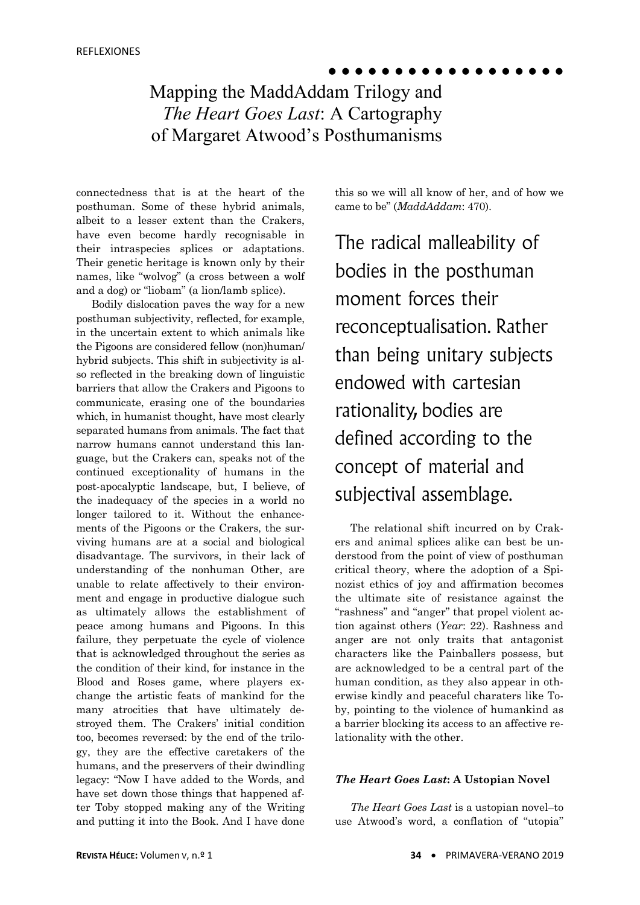connectedness that is at the heart of the posthuman. Some of these hybrid animals, albeit to a lesser extent than the Crakers, have even become hardly recognisable in their intraspecies splices or adaptations. Their genetic heritage is known only by their names, like "wolvog" (a cross between a wolf and a dog) or "liobam" (a lion/lamb splice).

Bodily dislocation paves the way for a new posthuman subjectivity, reflected, for example, in the uncertain extent to which animals like the Pigoons are considered fellow (non)human/hybrid subjects. This shift in subjectivity is also reflected in the breaking down of linguistic barriers that allow the Crakers and Pigoons to communicate, erasing one of the boundaries which, in humanist thought, have most clearly separated humans from animals. The fact that narrow humans cannot understand this language, but the Crakers can, speaks not of the continued exceptionality of humans in the post-apocalyptic landscape, but, I believe, of the inadequacy of the species in a world no longer tailored to it. Without the enhancements of the Pigoons or the Crakers, the surviving humans are at a social and biological disadvantage. The survivors, in their lack of understanding of the nonhuman Other, are unable to relate affectively to their environment and engage in productive dialogue such as ultimately allows the establishment of peace among humans and Pigoons. In this failure, they perpetuate the cycle of violence that is acknowledged throughout the series as the condition of their kind, for instance in the Blood and Roses game, where players exchange the artistic feats of mankind for the many atrocities that have ultimately destroyed them. The Crakers' initial condition too, becomes reversed: by the end of the trilogy, they are the effective caretakers of the humans, and the preservers of their dwindling legacy: "Now I have added to the Words, and have set down those things that happened after Toby stopped making any of the Writing and putting it into the Book. And I have done this so we will all know of her, and of how we came to be" (*MaddAddam*: 470).

> The radical malleability of bodies in the posthuman moment forces their reconceptualisation. Rather than being unitary subjects endowed with cartesian rationality, bodies are defined according to the concept of material and subjectival assemblage.

The relational shift incurred on by Crakers and animal splices alike can best be understood from the point of view of posthuman critical theory, where the adoption of a Spinozist ethics of joy and affirmation becomes the ultimate site of resistance against the "rashness" and "anger" that propel violent action against others (*Year*: 22). Rashness and anger are not only traits that antagonist characters like the Painballers possess, but are acknowledged to be a central part of the human condition, as they also appear in otherwise kindly and peaceful charaters like Toby, pointing to the violence of humankind as a barrier blocking its access to an affective relationality with the other.

### *The Heart Goes Last*: A Ustopian Novel

*The Heart Goes Last* is a ustopian novel–to use Atwood's word, a conflation of "utopia"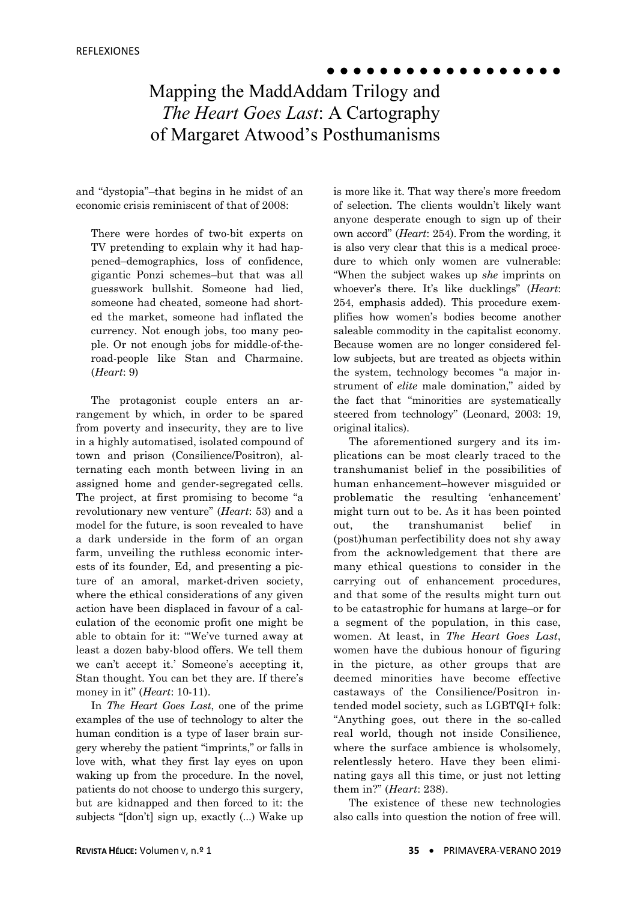and "dystopia"–that begins in he midst of an economic crisis reminiscent of that of 2008:

> There were hordes of two-bit experts on TV pretending to explain why it had happened–demographics, loss of confidence, gigantic Ponzi schemes–but that was all guesswork bullshit. Someone had lied, someone had cheated, someone had shorted the market, someone had inflated the currency. Not enough jobs, too many people. Or not enough jobs for middle-of-the-road-people like Stan and Charmaine. (*Heart*: 9)

The protagonist couple enters an arrangement by which, in order to be spared from poverty and insecurity, they are to live in a highly automatised, isolated compound of town and prison (Consilience/Positron), alternating each month between living in an assigned home and gender-segregated cells. The project, at first promising to become "a revolutionary new venture" (*Heart*: 53) and a model for the future, is soon revealed to have a dark underside in the form of an organ farm, unveiling the ruthless economic interests of its founder, Ed, and presenting a picture of an amoral, market-driven society, where the ethical considerations of any given action have been displaced in favour of a calculation of the economic profit one might be able to obtain for it: "'We've turned away at least a dozen baby-blood offers. We tell them we can't accept it.' Someone's accepting it, Stan thought. You can bet they are. If there's money in it" (*Heart*: 10-11).

In *The Heart Goes Last*, one of the prime examples of the use of technology to alter the human condition is a type of laser brain surgery whereby the patient "imprints," or falls in love with, what they first lay eyes on upon waking up from the procedure. In the novel, patients do not choose to undergo this surgery, but are kidnapped and then forced to it: the subjects "[don't] sign up, exactly (...) Wake up is more like it. That way there's more freedom of selection. The clients wouldn't likely want anyone desperate enough to sign up of their own accord" (*Heart*: 254). From the wording, it is also very clear that this is a medical procedure to which only women are vulnerable: "When the subject wakes up *she* imprints on whoever's there. It's like ducklings" (*Heart*: 254, emphasis added). This procedure exemplifies how women's bodies become another saleable commodity in the capitalist economy. Because women are no longer considered fellow subjects, but are treated as objects within the system, technology becomes "a major instrument of *elite* male domination," aided by the fact that "minorities are systematically steered from technology" (Leonard, 2003: 19, original italics).

The aforementioned surgery and its implications can be most clearly traced to the transhumanist belief in the possibilities of human enhancement–however misguided or problematic the resulting 'enhancement' might turn out to be. As it has been pointed out, the transhumanist belief in (post)human perfectibility does not shy away from the acknowledgement that there are many ethical questions to consider in the carrying out of enhancement procedures, and that some of the results might turn out to be catastrophic for humans at large–or for a segment of the population, in this case, women. At least, in *The Heart Goes Last*, women have the dubious honour of figuring in the picture, as other groups that are deemed minorities have become effective castaways of the Consilience/Positron intended model society, such as LGBTQI+ folk: "Anything goes, out there in the so-called real world, though not inside Consilience, where the surface ambience is wholsomely, relentlessly hetero. Have they been eliminating gays all this time, or just not letting them in?" (*Heart*: 238).

The existence of these new technologies also calls into question the notion of free will.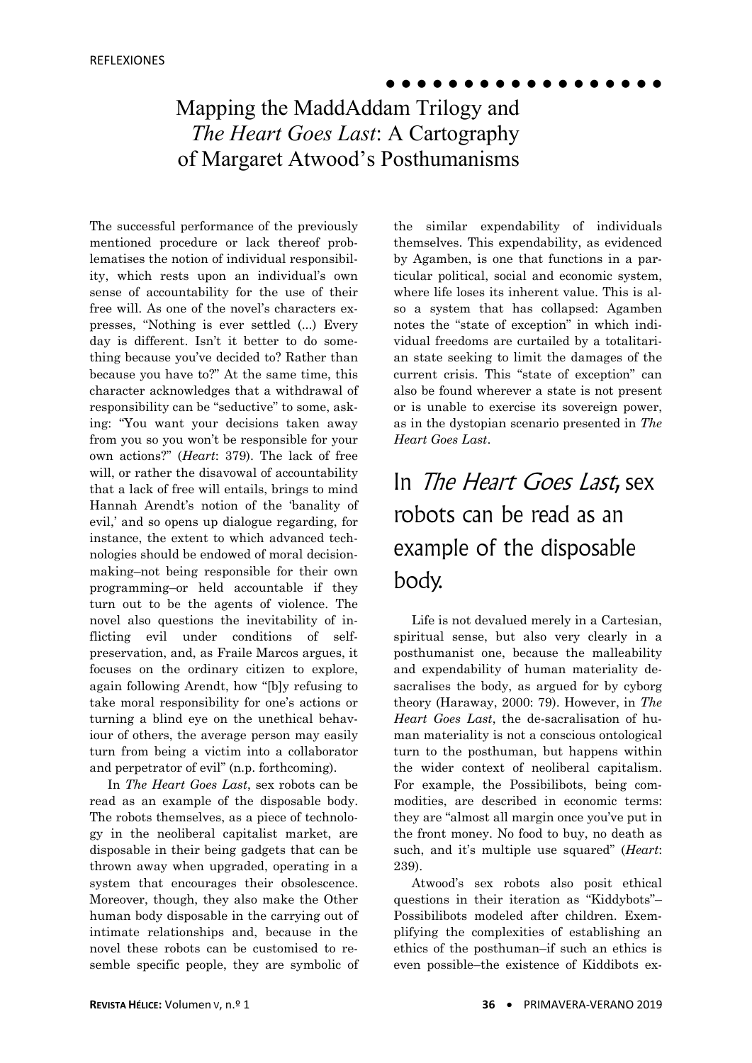The successful performance of the previously mentioned procedure or lack thereof problematises the notion of individual responsibility, which rests upon an individual's own sense of accountability for the use of their free will. As one of the novel's characters expresses, "Nothing is ever settled (...) Every day is different. Isn't it better to do something because you've decided to? Rather than because you have to?" At the same time, this character acknowledges that a withdrawal of responsibility can be "seductive" to some, asking: "You want your decisions taken away from you so you won't be responsible for your own actions?" (*Heart*: 379). The lack of free will, or rather the disavowal of accountability that a lack of free will entails, brings to mind Hannah Arendt's notion of the 'banality of evil,' and so opens up dialogue regarding, for instance, the extent to which advanced technologies should be endowed of moral decision-making–not being responsible for their own programming–or held accountable if they turn out to be the agents of violence. The novel also questions the inevitability of inflicting evil under conditions of self-preservation, and, as Fraile Marcos argues, it focuses on the ordinary citizen to explore, again following Arendt, how "[b]y refusing to take moral responsibility for one's actions or turning a blind eye on the unethical behaviour of others, the average person may easily turn from being a victim into a collaborator and perpetrator of evil" (n.p. forthcoming).

In *The Heart Goes Last*, sex robots can be read as an example of the disposable body. The robots themselves, as a piece of technology in the neoliberal capitalist market, are disposable in their being gadgets that can be thrown away when upgraded, operating in a system that encourages their obsolescence. Moreover, though, they also make the Other human body disposable in the carrying out of intimate relationships and, because in the novel these robots can be customised to resemble specific people, they are symbolic of the similar expendability of individuals themselves. This expendability, as evidenced by Agamben, is one that functions in a particular political, social and economic system, where life loses its inherent value. This is also a system that has collapsed: Agamben notes the "state of exception" in which individual freedoms are curtailed by a totalitarian state seeking to limit the damages of the current crisis. This "state of exception" can also be found wherever a state is not present or is unable to exercise its sovereign power, as in the dystopian scenario presented in *The Heart Goes Last*.

> In *The Heart Goes Last*, sex robots can be read as an example of the disposable body.

Life is not devalued merely in a Cartesian, spiritual sense, but also very clearly in a posthumanist one, because the malleability and expendability of human materiality desacralises the body, as argued for by cyborg theory (Haraway, 2000: 79). However, in *The Heart Goes Last*, the de-sacralisation of human materiality is not a conscious ontological turn to the posthuman, but happens within the wider context of neoliberal capitalism. For example, the Possibilibots, being commodities, are described in economic terms: they are "almost all margin once you've put in the front money. No food to buy, no death as such, and it's multiple use squared" (*Heart*: 239).

Atwood's sex robots also posit ethical questions in their iteration as "Kiddybots"–Possibilibots modeled after children. Exemplifying the complexities of establishing an ethics of the posthuman–if such an ethics is even possible–the existence of Kiddibots ex-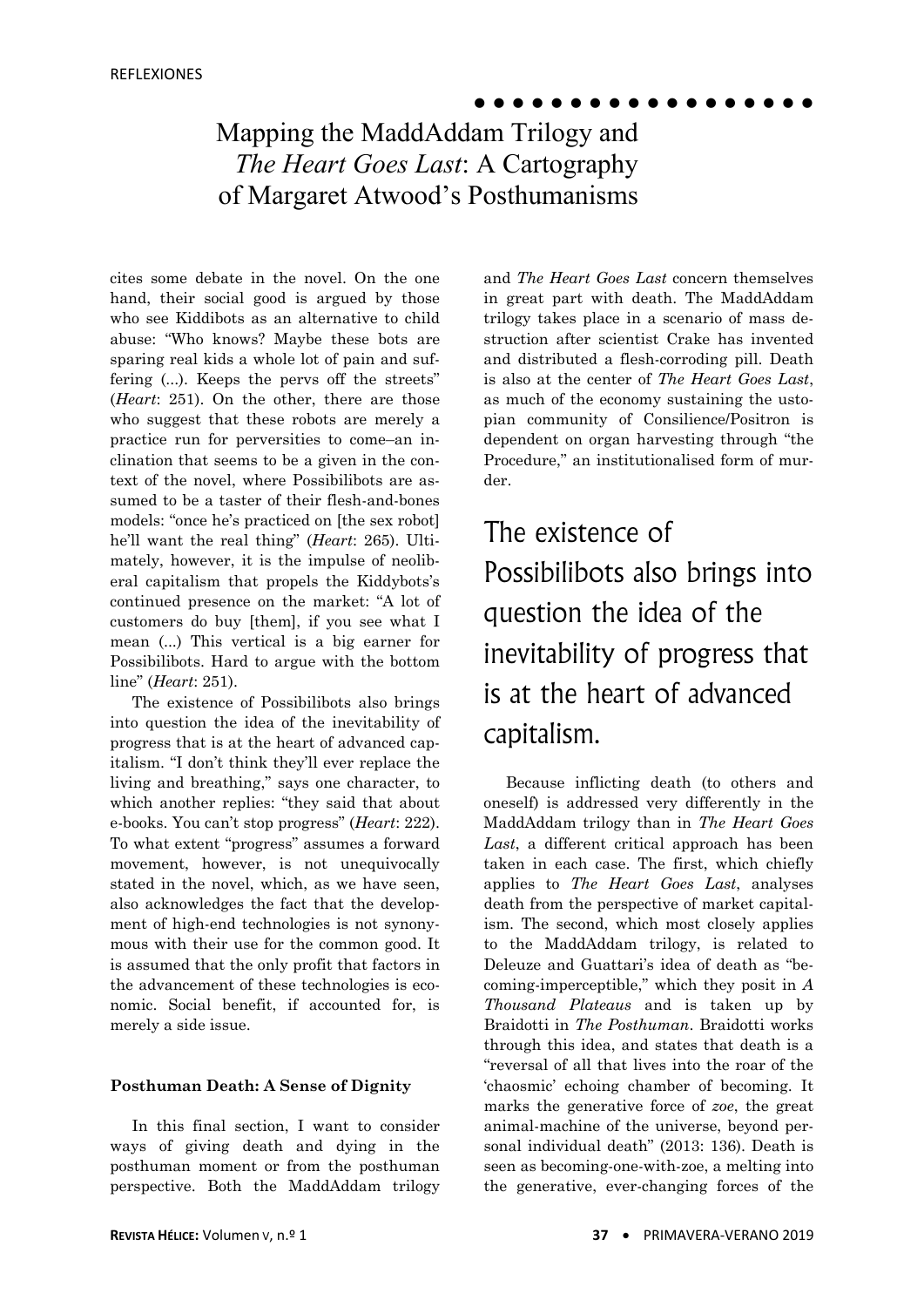cites some debate in the novel. On the one hand, their social good is argued by those who see Kiddibots as an alternative to child abuse: "Who knows? Maybe these bots are sparing real kids a whole lot of pain and suffering (...). Keeps the pervs off the streets" (*Heart*: 251). On the other, there are those who suggest that these robots are merely a practice run for perversities to come–an inclination that seems to be a given in the context of the novel, where Possibilibots are assumed to be a taster of their flesh-and-bones models: "once he's practiced on [the sex robot] he'll want the real thing" (*Heart*: 265). Ultimately, however, it is the impulse of neoliberal capitalism that propels the Kiddybots's continued presence on the market: "A lot of customers do buy [them], if you see what I mean (...) This vertical is a big earner for Possibilibots. Hard to argue with the bottom line" (*Heart*: 251).

The existence of Possibilibots also brings into question the idea of the inevitability of progress that is at the heart of advanced capitalism. "I don't think they'll ever replace the living and breathing," says one character, to which another replies: "they said that about e-books. You can't stop progress" (*Heart*: 222). To what extent "progress" assumes a forward movement, however, is not unequivocally stated in the novel, which, as we have seen, also acknowledges the fact that the development of high-end technologies is not synonymous with their use for the common good. It is assumed that the only profit that factors in the advancement of these technologies is economic. Social benefit, if accounted for, is merely a side issue.

### Posthuman Death: A Sense of Dignity

In this final section, I want to consider ways of giving death and dying in the posthuman moment or from the posthuman perspective. Both the MaddAddam trilogy and *The Heart Goes Last* concern themselves in great part with death. The MaddAddam trilogy takes place in a scenario of mass destruction after scientist Crake has invented and distributed a flesh-corroding pill. Death is also at the center of *The Heart Goes Last*, as much of the economy sustaining the ustopian community of Consilience/Positron is dependent on organ harvesting through "the Procedure," an institutionalised form of murder.

> The existence of Possibilibots also brings into question the idea of the inevitability of progress that is at the heart of advanced capitalism.

Because inflicting death (to others and oneself) is addressed very differently in the MaddAddam trilogy than in *The Heart Goes Last*, a different critical approach has been taken in each case. The first, which chiefly applies to *The Heart Goes Last*, analyses death from the perspective of market capitalism. The second, which most closely applies to the MaddAddam trilogy, is related to Deleuze and Guattari's idea of death as "becoming-imperceptible," which they posit in *A Thousand Plateaus* and is taken up by Braidotti in *The Posthuman*. Braidotti works through this idea, and states that death is a "reversal of all that lives into the roar of the 'chaosmic' echoing chamber of becoming. It marks the generative force of *zoe*, the great animal-machine of the universe, beyond personal individual death" (2013: 136). Death is seen as becoming-one-with-zoe, a melting into the generative, ever-changing forces of the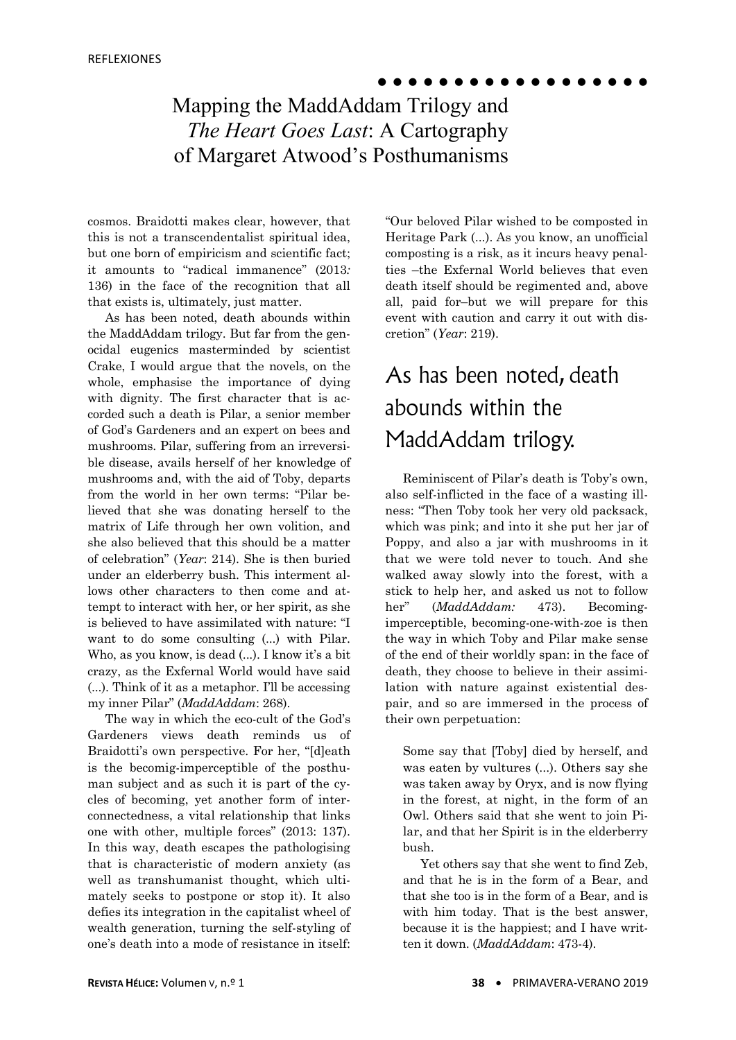cosmos. Braidotti makes clear, however, that this is not a transcendentalist spiritual idea, but one born of empiricism and scientific fact; it amounts to "radical immanence" (2013: 136) in the face of the recognition that all that exists is, ultimately, just matter.

As has been noted, death abounds within the MaddAddam trilogy. But far from the genocidal eugenics masterminded by scientist Crake, I would argue that the novels, on the whole, emphasise the importance of dying with dignity. The first character that is accorded such a death is Pilar, a senior member of God's Gardeners and an expert on bees and mushrooms. Pilar, suffering from an irreversible disease, avails herself of her knowledge of mushrooms and, with the aid of Toby, departs from the world in her own terms: "Pilar believed that she was donating herself to the matrix of Life through her own volition, and she also believed that this should be a matter of celebration" (*Year*: 214). She is then buried under an elderberry bush. This interment allows other characters to then come and attempt to interact with her, or her spirit, as she is believed to have assimilated with nature: "I want to do some consulting (...) with Pilar. Who, as you know, is dead (...). I know it's a bit crazy, as the Exfernal World would have said (...). Think of it as a metaphor. I'll be accessing my inner Pilar" (*MaddAddam*: 268).

The way in which the eco-cult of the God's Gardeners views death reminds us of Braidotti's own perspective. For her, "[d]eath is the becomig-imperceptible of the posthuman subject and as such it is part of the cycles of becoming, yet another form of interconnectedness, a vital relationship that links one with other, multiple forces" (2013: 137). In this way, death escapes the pathologising that is characteristic of modern anxiety (as well as transhumanist thought, which ultimately seeks to postpone or stop it). It also defies its integration in the capitalist wheel of wealth generation, turning the self-styling of one's death into a mode of resistance in itself: "Our beloved Pilar wished to be composted in Heritage Park (...). As you know, an unofficial composting is a risk, as it incurs heavy penalties –the Exfernal World believes that even death itself should be regimented and, above all, paid for–but we will prepare for this event with caution and carry it out with discretion" (*Year*: 219).

> As has been noted, death abounds within the MaddAddam trilogy.

Reminiscent of Pilar's death is Toby's own, also self-inflicted in the face of a wasting illness: "Then Toby took her very old packsack, which was pink; and into it she put her jar of Poppy, and also a jar with mushrooms in it that we were told never to touch. And she walked away slowly into the forest, with a stick to help her, and asked us not to follow her" (*MaddAddam:* 473). Becoming-imperceptible, becoming-one-with-zoe is then the way in which Toby and Pilar make sense of the end of their worldly span: in the face of death, they choose to believe in their assimilation with nature against existential despair, and so are immersed in the process of their own perpetuation:

> Some say that [Toby] died by herself, and was eaten by vultures (...). Others say she was taken away by Oryx, and is now flying in the forest, at night, in the form of an Owl. Others said that she went to join Pilar, and that her Spirit is in the elderberry bush.
>
> Yet others say that she went to find Zeb, and that he is in the form of a Bear, and that she too is in the form of a Bear, and is with him today. That is the best answer, because it is the happiest; and I have written it down. (*MaddAddam*: 473-4).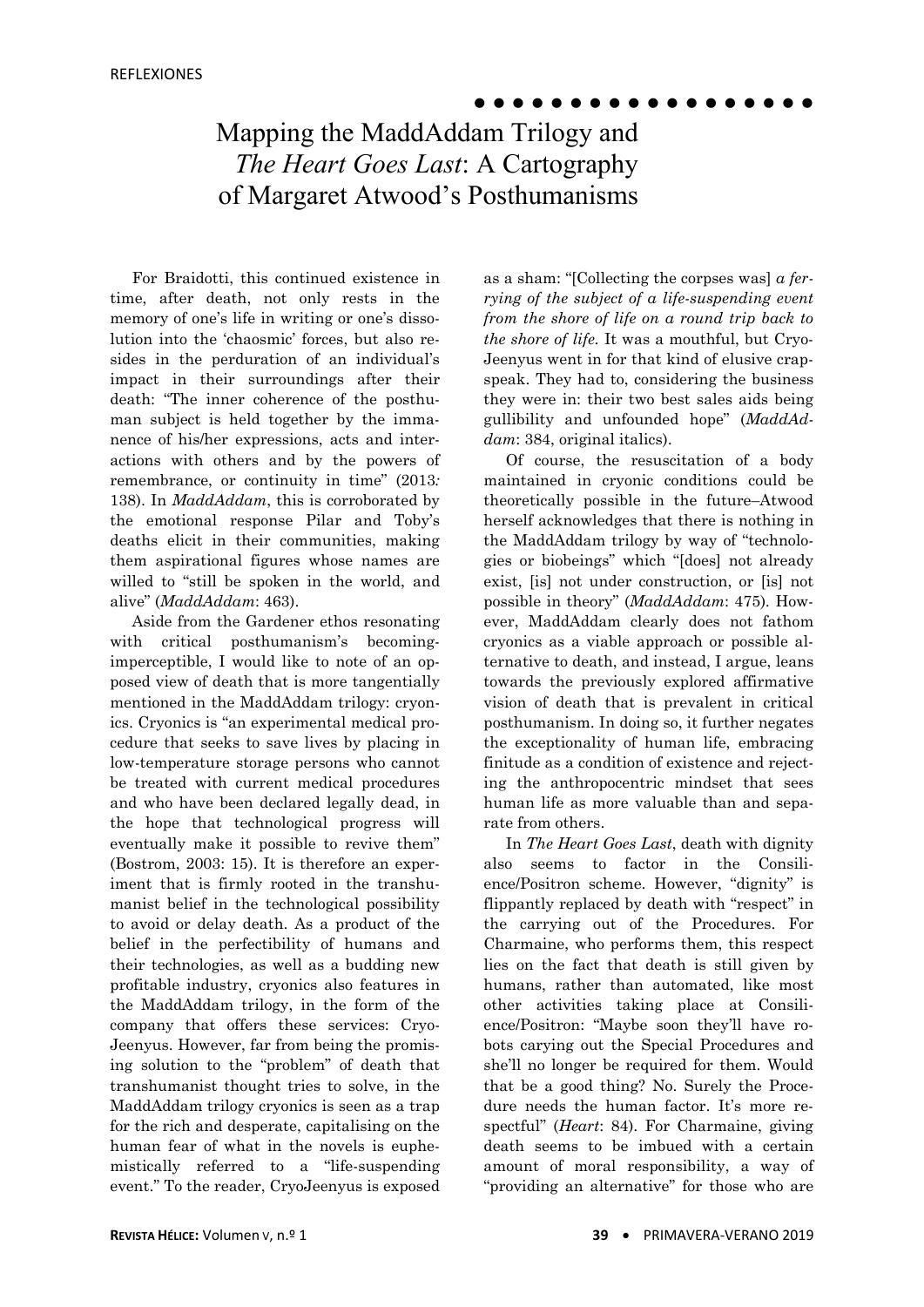# Mapping the MaddAddam Trilogy and *The Heart Goes Last*: A Cartography of Margaret Atwood's Posthumanisms

For Braidotti, this continued existence in time, after death, not only rests in the memory of one's life in writing or one's dissolution into the 'chaosmic' forces, but also resides in the perduration of an individual's impact in their surroundings after their death: "The inner coherence of the posthuman subject is held together by the immanence of his/her expressions, acts and interactions with others and by the powers of remembrance, or continuity in time" (2013*:* 138). In *MaddAddam*, this is corroborated by the emotional response Pilar and Toby's deaths elicit in their communities, making them aspirational figures whose names are willed to "still be spoken in the world, and alive" (*MaddAddam*: 463).

Aside from the Gardener ethos resonating with critical posthumanism's becoming-imperceptible, I would like to note of an opposed view of death that is more tangentially mentioned in the MaddAddam trilogy: cryonics. Cryonics is "an experimental medical procedure that seeks to save lives by placing in low-temperature storage persons who cannot be treated with current medical procedures and who have been declared legally dead, in the hope that technological progress will eventually make it possible to revive them" (Bostrom, 2003: 15). It is therefore an experiment that is firmly rooted in the transhumanist belief in the technological possibility to avoid or delay death. As a product of the belief in the perfectibility of humans and their technologies, as well as a budding new profitable industry, cryonics also features in the MaddAddam trilogy, in the form of the company that offers these services: CryoJeenyus. However, far from being the promising solution to the "problem" of death that transhumanist thought tries to solve, in the MaddAddam trilogy cryonics is seen as a trap for the rich and desperate, capitalising on the human fear of what in the novels is euphemistically referred to a "life-suspending event." To the reader, CryoJeenyus is exposed as a sham: "[Collecting the corpses was] *a ferrying of the subject of a life-suspending event from the shore of life on a round trip back to the shore of life.* It was a mouthful, but CryoJeenyus went in for that kind of elusive crapspeak. They had to, considering the business they were in: their two best sales aids being gullibility and unfounded hope" (*MaddAddam*: 384, original italics).

Of course, the resuscitation of a body maintained in cryonic conditions could be theoretically possible in the future–Atwood herself acknowledges that there is nothing in the MaddAddam trilogy by way of "technologies or biobeings" which "[does] not already exist, [is] not under construction, or [is] not possible in theory" (*MaddAddam*: 475). However, MaddAddam clearly does not fathom cryonics as a viable approach or possible alternative to death, and instead, I argue, leans towards the previously explored affirmative vision of death that is prevalent in critical posthumanism. In doing so, it further negates the exceptionality of human life, embracing finitude as a condition of existence and rejecting the anthropocentric mindset that sees human life as more valuable than and separate from others.

In *The Heart Goes Last*, death with dignity also seems to factor in the Consilience/Positron scheme. However, "dignity" is flippantly replaced by death with "respect" in the carrying out of the Procedures. For Charmaine, who performs them, this respect lies on the fact that death is still given by humans, rather than automated, like most other activities taking place at Consilience/Positron: "Maybe soon they'll have robots carying out the Special Procedures and she'll no longer be required for them. Would that be a good thing? No. Surely the Procedure needs the human factor. It's more respectful" (*Heart*: 84). For Charmaine, giving death seems to be imbued with a certain amount of moral responsibility, a way of "providing an alternative" for those who are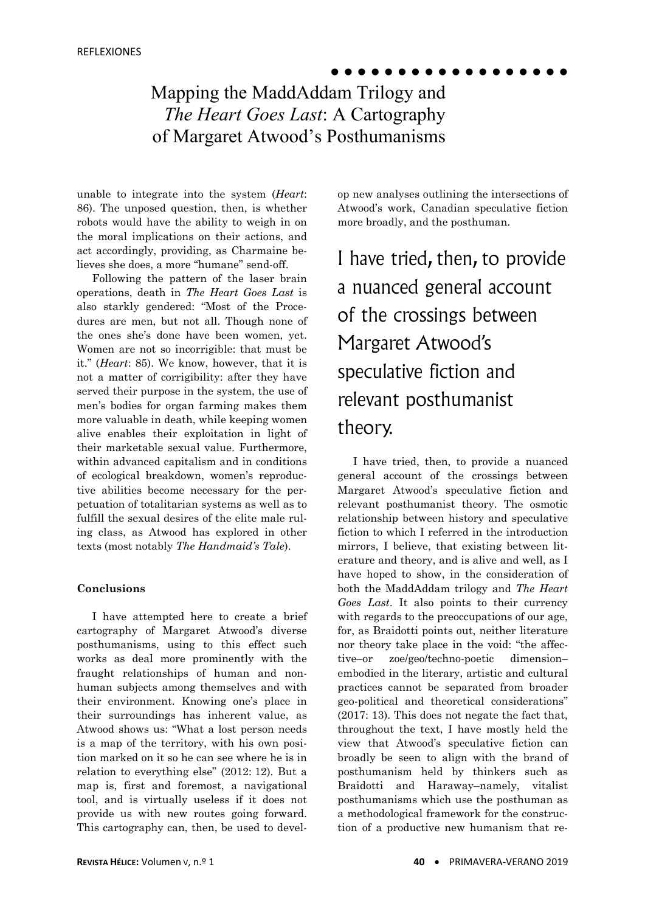unable to integrate into the system (*Heart*: 86). The unposed question, then, is whether robots would have the ability to weigh in on the moral implications on their actions, and act accordingly, providing, as Charmaine believes she does, a more "humane" send-off.

Following the pattern of the laser brain operations, death in *The Heart Goes Last* is also starkly gendered: "Most of the Procedures are men, but not all. Though none of the ones she's done have been women, yet. Women are not so incorrigible: that must be it." (*Heart*: 85). We know, however, that it is not a matter of corrigibility: after they have served their purpose in the system, the use of men's bodies for organ farming makes them more valuable in death, while keeping women alive enables their exploitation in light of their marketable sexual value. Furthermore, within advanced capitalism and in conditions of ecological breakdown, women's reproductive abilities become necessary for the perpetuation of totalitarian systems as well as to fulfill the sexual desires of the elite male ruling class, as Atwood has explored in other texts (most notably *The Handmaid's Tale*).

**Conclusions**

I have attempted here to create a brief cartography of Margaret Atwood's diverse posthumanisms, using to this effect such works as deal more prominently with the fraught relationships of human and nonhuman subjects among themselves and with their environment. Knowing one's place in their surroundings has inherent value, as Atwood shows us: "What a lost person needs is a map of the territory, with his own position marked on it so he can see where he is in relation to everything else" (2012: 12). But a map is, first and foremost, a navigational tool, and is virtually useless if it does not provide us with new routes going forward. This cartography can, then, be used to develop new analyses outlining the intersections of Atwood's work, Canadian speculative fiction more broadly, and the posthuman.

> I have tried, then, to provide a nuanced general account of the crossings between Margaret Atwood's speculative fiction and relevant posthumanist theory.

I have tried, then, to provide a nuanced general account of the crossings between Margaret Atwood's speculative fiction and relevant posthumanist theory. The osmotic relationship between history and speculative fiction to which I referred in the introduction mirrors, I believe, that existing between literature and theory, and is alive and well, as I have hoped to show, in the consideration of both the MaddAddam trilogy and *The Heart Goes Last*. It also points to their currency with regards to the preoccupations of our age, for, as Braidotti points out, neither literature nor theory take place in the void: "the affective–or zoe/geo/techno-poetic dimension–embodied in the literary, artistic and cultural practices cannot be separated from broader geo-political and theoretical considerations" (2017: 13). This does not negate the fact that, throughout the text, I have mostly held the view that Atwood's speculative fiction can broadly be seen to align with the brand of posthumanism held by thinkers such as Braidotti and Haraway–namely, vitalist posthumanisms which use the posthuman as a methodological framework for the construction of a productive new humanism that re-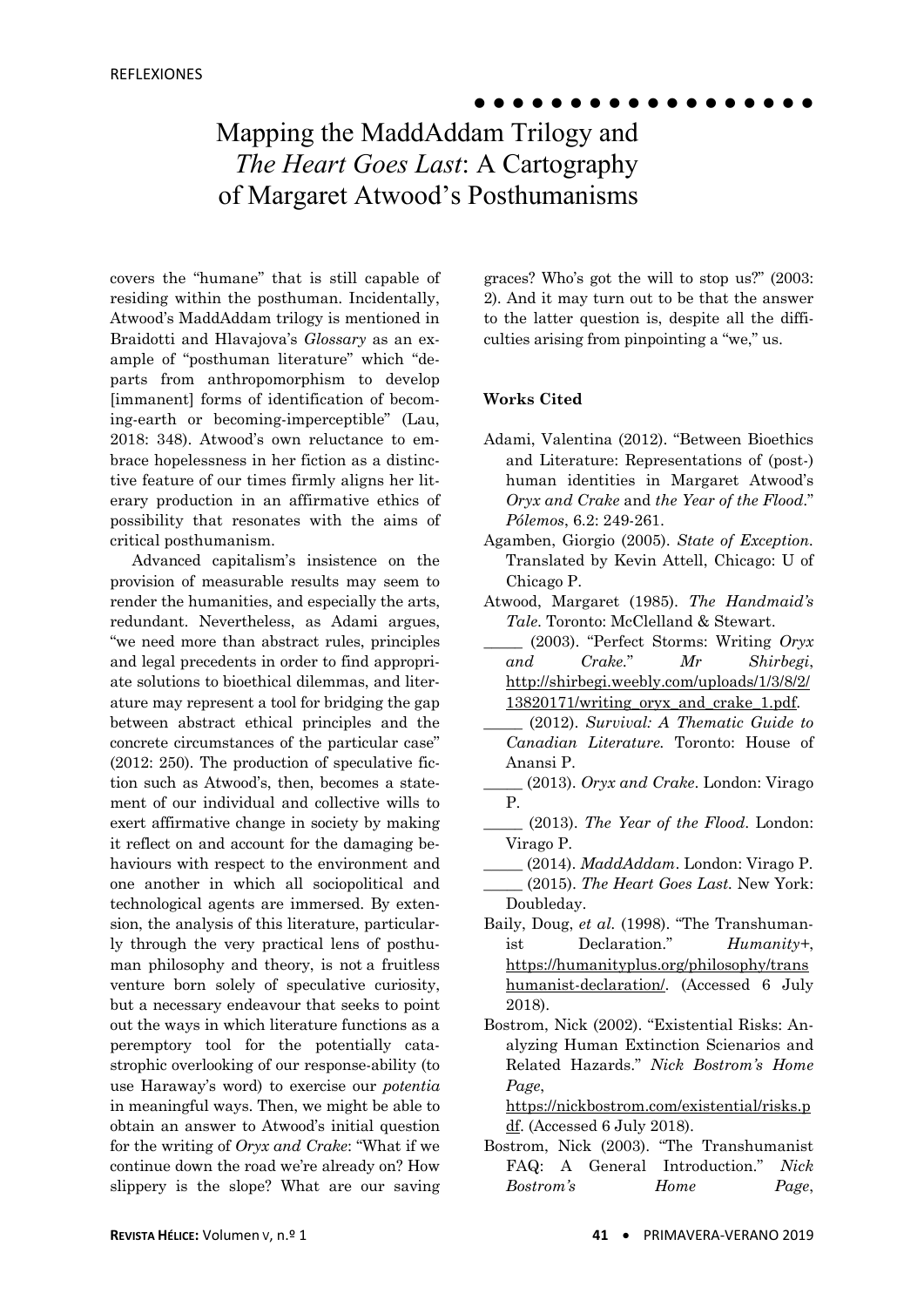covers the "humane" that is still capable of residing within the posthuman. Incidentally, Atwood's MaddAddam trilogy is mentioned in Braidotti and Hlavajova's *Glossary* as an example of "posthuman literature" which "departs from anthropomorphism to develop [immanent] forms of identification of becoming-earth or becoming-imperceptible" (Lau, 2018: 348). Atwood's own reluctance to embrace hopelessness in her fiction as a distinctive feature of our times firmly aligns her literary production in an affirmative ethics of possibility that resonates with the aims of critical posthumanism.

Advanced capitalism's insistence on the provision of measurable results may seem to render the humanities, and especially the arts, redundant. Nevertheless, as Adami argues, "we need more than abstract rules, principles and legal precedents in order to find appropriate solutions to bioethical dilemmas, and literature may represent a tool for bridging the gap between abstract ethical principles and the concrete circumstances of the particular case" (2012: 250). The production of speculative fiction such as Atwood's, then, becomes a statement of our individual and collective wills to exert affirmative change in society by making it reflect on and account for the damaging behaviours with respect to the environment and one another in which all sociopolitical and technological agents are immersed. By extension, the analysis of this literature, particularly through the very practical lens of posthuman philosophy and theory, is not a fruitless venture born solely of speculative curiosity, but a necessary endeavour that seeks to point out the ways in which literature functions as a peremptory tool for the potentially catastrophic overlooking of our response-ability (to use Haraway's word) to exercise our *potentia* in meaningful ways. Then, we might be able to obtain an answer to Atwood's initial question for the writing of *Oryx and Crake*: "What if we continue down the road we're already on? How slippery is the slope? What are our saving graces? Who's got the will to stop us?" (2003: 2). And it may turn out to be that the answer to the latter question is, despite all the difficulties arising from pinpointing a "we," us.

#### Works Cited

Adami, Valentina (2012). "Between Bioethics and Literature: Representations of (post-) human identities in Margaret Atwood's *Oryx and Crake* and *the Year of the Flood*." *Pólemos*, 6.2: 249-261.

Agamben, Giorgio (2005). *State of Exception*. Translated by Kevin Attell, Chicago: U of Chicago P.

Atwood, Margaret (1985). *The Handmaid's Tale*. Toronto: McClelland & Stewart.

_____ (2003). "Perfect Storms: Writing *Oryx and Crake*." *Mr Shirbegi*, http://shirbegi.weebly.com/uploads/1/3/8/2/13820171/writing_oryx_and_crake_1.pdf.

_____ (2012). *Survival: A Thematic Guide to Canadian Literature*. Toronto: House of Anansi P.

_____ (2013). *Oryx and Crake*. London: Virago P.

_____ (2013). *The Year of the Flood*. London: Virago P.

_____ (2014). *MaddAddam*. London: Virago P.

_____ (2015). *The Heart Goes Last*. New York: Doubleday.

Baily, Doug, *et al.* (1998). "The Transhumanist Declaration." *Humanity+*, https://humanityplus.org/philosophy/transhumanist-declaration/. (Accessed 6 July 2018).

Bostrom, Nick (2002). "Existential Risks: Analyzing Human Extinction Scienarios and Related Hazards." *Nick Bostrom's Home Page*, https://nickbostrom.com/existential/risks.pdf. (Accessed 6 July 2018).

Bostrom, Nick (2003). "The Transhumanist FAQ: A General Introduction." *Nick Bostrom's Home Page*,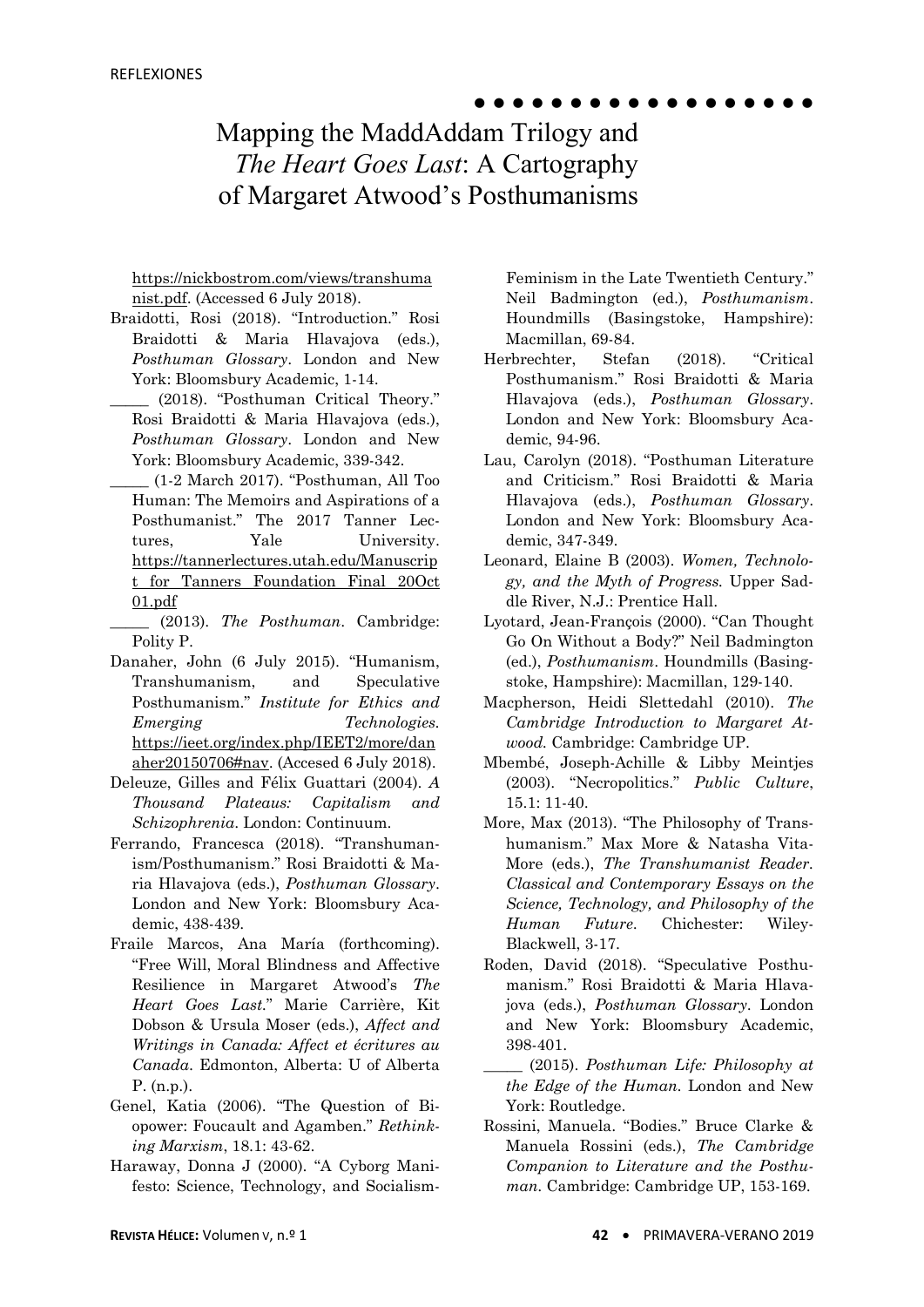https://nickbostrom.com/views/transhumanist.pdf. (Accessed 6 July 2018).

Braidotti, Rosi (2018). "Introduction." Rosi Braidotti & Maria Hlavajova (eds.), *Posthuman Glossary*. London and New York: Bloomsbury Academic, 1-14.

_____ (2018). "Posthuman Critical Theory." Rosi Braidotti & Maria Hlavajova (eds.), *Posthuman Glossary*. London and New York: Bloomsbury Academic, 339-342.

_____ (1-2 March 2017). "Posthuman, All Too Human: The Memoirs and Aspirations of a Posthumanist." The 2017 Tanner Lectures, Yale University. https://tannerlectures.utah.edu/Manuscript for Tanners Foundation Final 20Oct 01.pdf

_____ (2013). *The Posthuman*. Cambridge: Polity P.

Danaher, John (6 July 2015). "Humanism, Transhumanism, and Speculative Posthumanism." *Institute for Ethics and Emerging Technologies*. https://ieet.org/index.php/IEET2/more/danaher20150706#nav. (Accesed 6 July 2018).

Deleuze, Gilles and Félix Guattari (2004). *A Thousand Plateaus: Capitalism and Schizophrenia*. London: Continuum.

Ferrando, Francesca (2018). "Transhumanism/Posthumanism." Rosi Braidotti & Maria Hlavajova (eds.), *Posthuman Glossary*. London and New York: Bloomsbury Academic, 438-439.

Fraile Marcos, Ana María (forthcoming). "Free Will, Moral Blindness and Affective Resilience in Margaret Atwood's *The Heart Goes Last*." Marie Carrière, Kit Dobson & Ursula Moser (eds.), *Affect and Writings in Canada: Affect et écritures au Canada*. Edmonton, Alberta: U of Alberta P. (n.p.).

Genel, Katia (2006). "The Question of Biopower: Foucault and Agamben." *Rethinking Marxism*, 18.1: 43-62.

Haraway, Donna J (2000). "A Cyborg Manifesto: Science, Technology, and Socialism-Feminism in the Late Twentieth Century." Neil Badmington (ed.), *Posthumanism*. Houndmills (Basingstoke, Hampshire): Macmillan, 69-84.

Herbrechter, Stefan (2018). "Critical Posthumanism." Rosi Braidotti & Maria Hlavajova (eds.), *Posthuman Glossary*. London and New York: Bloomsbury Academic, 94-96.

Lau, Carolyn (2018). "Posthuman Literature and Criticism." Rosi Braidotti & Maria Hlavajova (eds.), *Posthuman Glossary*. London and New York: Bloomsbury Academic, 347-349.

Leonard, Elaine B (2003). *Women, Technology, and the Myth of Progress.* Upper Saddle River, N.J.: Prentice Hall.

Lyotard, Jean-François (2000). "Can Thought Go On Without a Body?" Neil Badmington (ed.), *Posthumanism*. Houndmills (Basingstoke, Hampshire): Macmillan, 129-140.

Macpherson, Heidi Slettedahl (2010). *The Cambridge Introduction to Margaret Atwood.* Cambridge: Cambridge UP.

Mbembé, Joseph-Achille & Libby Meintjes (2003). "Necropolitics." *Public Culture*, 15.1: 11-40.

More, Max (2013). "The Philosophy of Transhumanism." Max More & Natasha Vita-More (eds.), *The Transhumanist Reader. Classical and Contemporary Essays on the Science, Technology, and Philosophy of the Human Future*. Chichester: Wiley-Blackwell, 3-17.

Roden, David (2018). "Speculative Posthumanism." Rosi Braidotti & Maria Hlavajova (eds.), *Posthuman Glossary.* London and New York: Bloomsbury Academic, 398-401.

_____ (2015). *Posthuman Life: Philosophy at the Edge of the Human.* London and New York: Routledge.

Rossini, Manuela. "Bodies." Bruce Clarke & Manuela Rossini (eds.), *The Cambridge Companion to Literature and the Posthuman.* Cambridge: Cambridge UP, 153-169.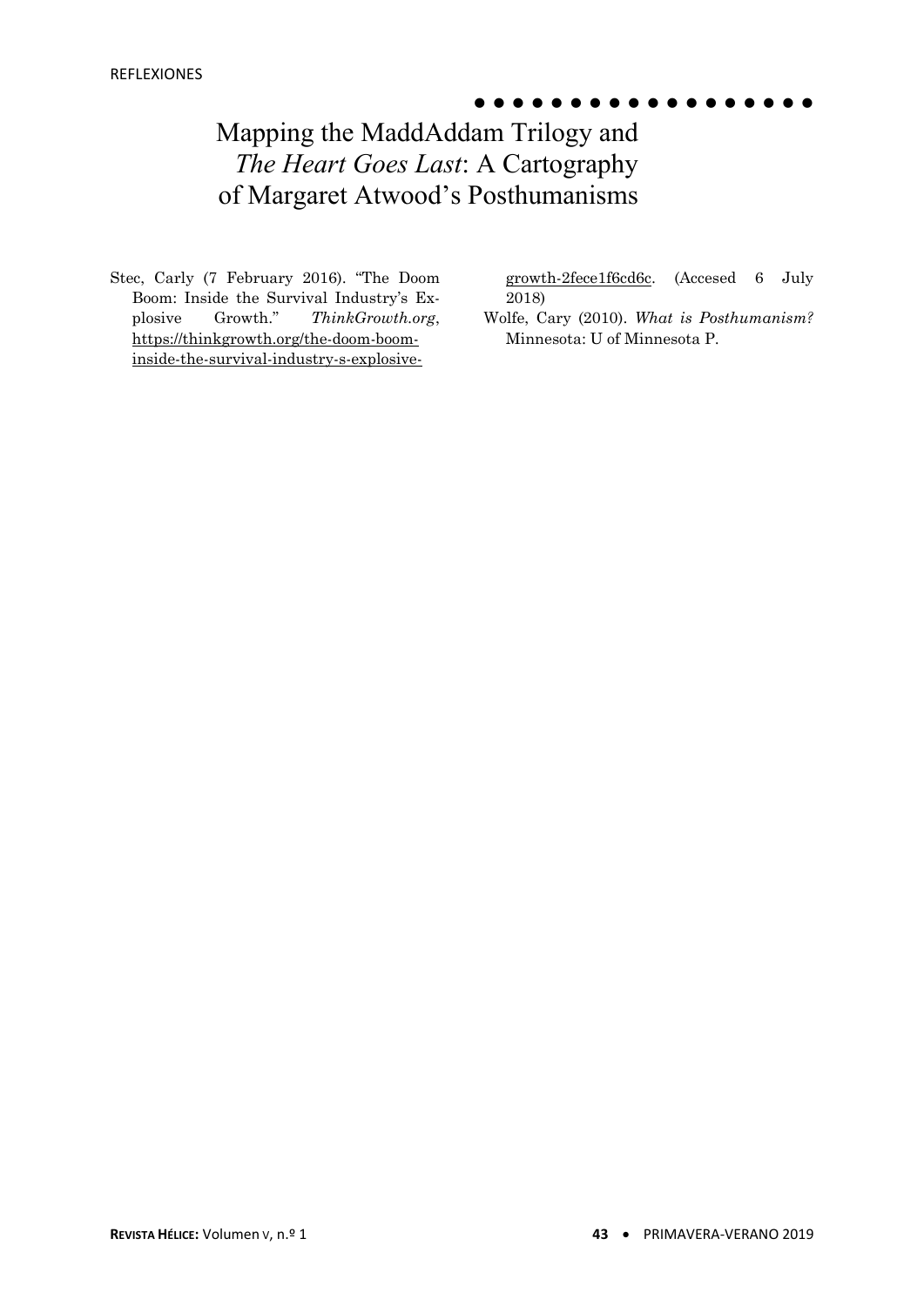Stec, Carly (7 February 2016). "The Doom Boom: Inside the Survival Industry's Explosive Growth." *ThinkGrowth.org*, https://thinkgrowth.org/the-doom-boom-inside-the-survival-industry-s-explosive-growth-2fece1f6cd6c. (Accesed 6 July 2018)

Wolfe, Cary (2010). *What is Posthumanism?* Minnesota: U of Minnesota P.